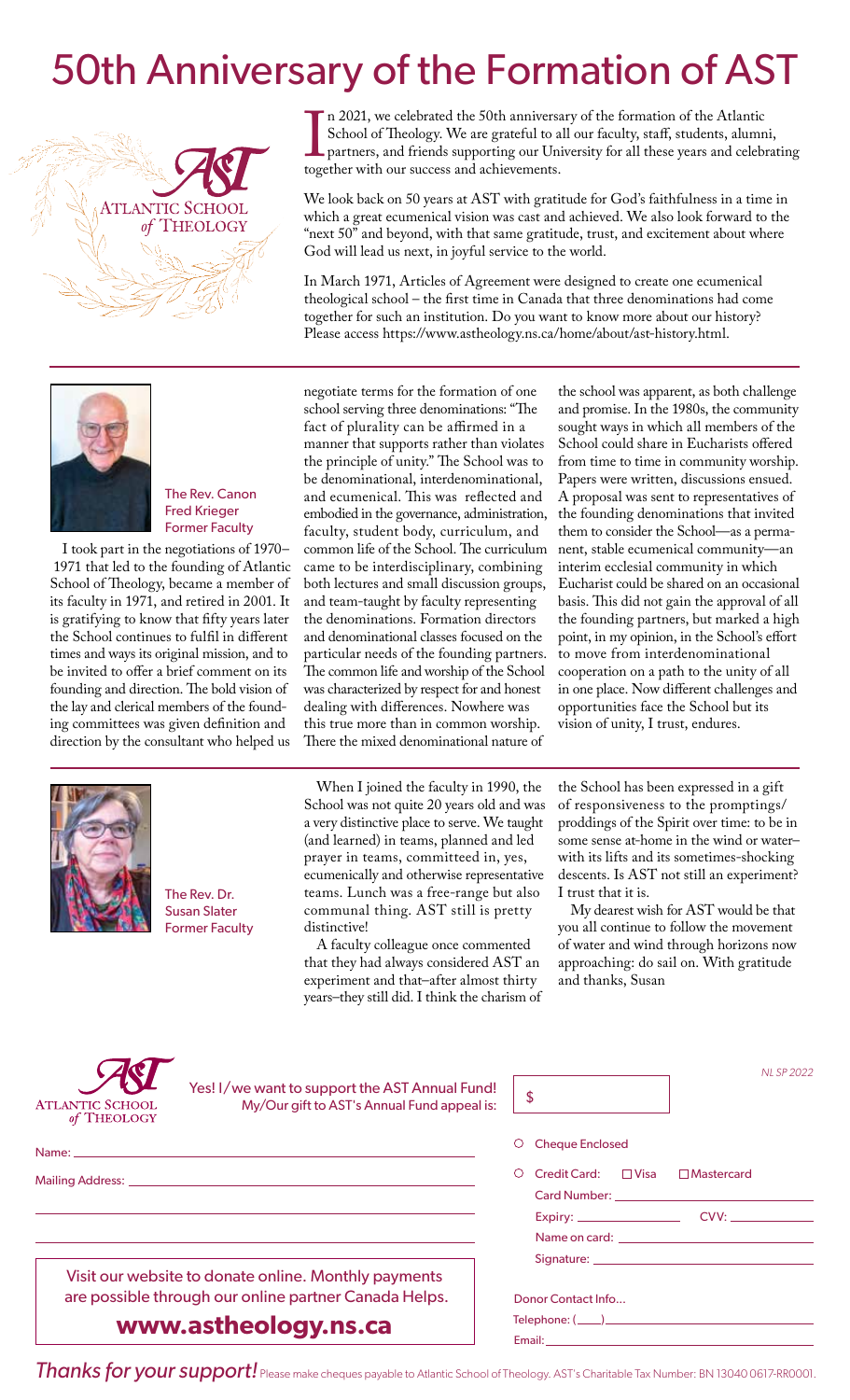# 50th Anniversary of the Formation of AST

ATLANTIC SCHOOL *of* THEOLOGY

In 2021, we celebrated the 50th anniversary of the formation of the Atlantic School of Theology. We are grateful to all our faculty, staff, students, alumni, partners, and friends supporting our University for all these years and celebrating together with our success and achievements.

We look back on 50 years at AST with gratitude for God's faithfulness in a time in which a great ecumenical vision was cast and achieved. We also look forward to the "next 50" and beyond, with that same gratitude, trust, and excitement about where God will lead us next, in joyful service to the world.

In March 1971, Articles of Agreement were designed to create one ecumenical theological school – the first time in Canada that three denominations had come together for such an institution. Do you want to know more about our history? Please access https://www.astheology.ns.ca/home/about/ast-history.html.

---

The Rev. Canon Fred Krieger
Former Faculty

I took part in the negotiations of 1970–1971 that led to the founding of Atlantic School of Theology, became a member of its faculty in 1971, and retired in 2001. It is gratifying to know that fifty years later the School continues to fulfil in different times and ways its original mission, and to be invited to offer a brief comment on its founding and direction. The bold vision of the lay and clerical members of the founding committees was given definition and direction by the consultant who helped us negotiate terms for the formation of one school serving three denominations: "The fact of plurality can be affirmed in a manner that supports rather than violates the principle of unity." The School was to be denominational, interdenominational, and ecumenical. This was reflected and embodied in the governance, administration, faculty, student body, curriculum, and common life of the School. The curriculum came to be interdisciplinary, combining both lectures and small discussion groups, and team-taught by faculty representing the denominations. Formation directors and denominational classes focused on the particular needs of the founding partners. The common life and worship of the School was characterized by respect for and honest dealing with differences. Nowhere was this true more than in common worship. There the mixed denominational nature of the school was apparent, as both challenge and promise. In the 1980s, the community sought ways in which all members of the School could share in Eucharists offered from time to time in community worship. Papers were written, discussions ensued. A proposal was sent to representatives of the founding denominations that invited them to consider the School—as a permanent, stable ecumenical community—an interim ecclesial community in which Eucharist could be shared on an occasional basis. This did not gain the approval of all the founding partners, but marked a high point, in my opinion, in the School's effort to move from interdenominational cooperation on a path to the unity of all in one place. Now different challenges and opportunities face the School but its vision of unity, I trust, endures.

---

The Rev. Dr. Susan Slater
Former Faculty

When I joined the faculty in 1990, the School was not quite 20 years old and was a very distinctive place to serve. We taught (and learned) in teams, planned and led prayer in teams, committeed in, yes, ecumenically and otherwise representative teams. Lunch was a free-range but also communal thing. AST still is pretty distinctive!

A faculty colleague once commented that they had always considered AST an experiment and that–after almost thirty years–they still did. I think the charism of the School has been expressed in a gift of responsiveness to the promptings/proddings of the Spirit over time: to be in some sense at-home in the wind or water–with its lifts and its sometimes-shocking descents. Is AST not still an experiment? I trust that it is.

My dearest wish for AST would be that you all continue to follow the movement of water and wind through horizons now approaching: do sail on. With gratitude and thanks, Susan

---

ATLANTIC SCHOOL *of* THEOLOGY

Yes! I/we want to support the AST Annual Fund!
My/Our gift to AST's Annual Fund appeal is: $ ________

*NL SP 2022*

Name: ______________________

Mailing Address: ______________________

○ Cheque Enclosed

○ Credit Card: ☐ Visa ☐ Mastercard

Card Number: ______________________

Expiry: ____________ CVV: ____________

Name on card: ______________________

Signature: ______________________

Visit our website to donate online. Monthly payments are possible through our online partner Canada Helps.

**www.astheology.ns.ca**

Donor Contact Info...

Telephone: (____) ______________________

Email: ______________________

***Thanks for your support!*** Please make cheques payable to Atlantic School of Theology. AST's Charitable Tax Number: BN 13040 0617-RR0001.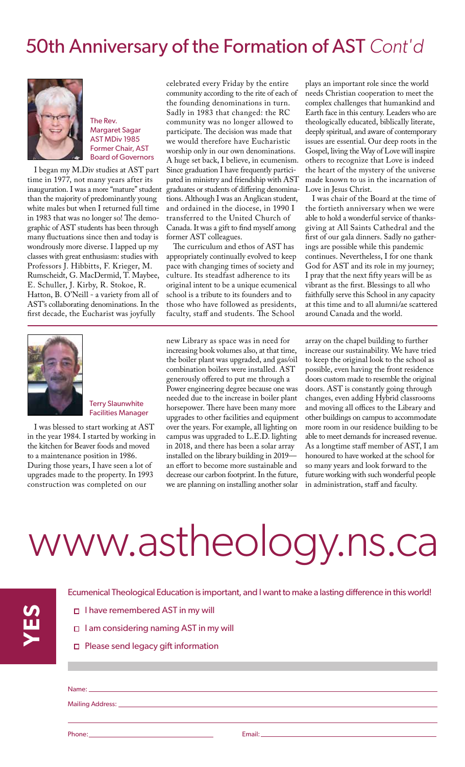# 50th Anniversary of the Formation of AST *Cont'd*

The Rev. Margaret Sagar
AST MDiv 1985
Former Chair, AST Board of Governors

I began my M.Div studies at AST part time in 1977, not many years after its inauguration. I was a more "mature" student than the majority of predominantly young white males but when I returned full time in 1983 that was no longer so! The demographic of AST students has been through many fluctuations since then and today is wondrously more diverse. I lapped up my classes with great enthusiasm: studies with Professors J. Hibbitts, F. Krieger, M. Rumscheidt, G. MacDermid, T. Maybee, E. Schuller, J. Kirby, R. Stokoe, R. Hatton, B. O'Neill - a variety from all of AST's collaborating denominations. In the first decade, the Eucharist was joyfully celebrated every Friday by the entire community according to the rite of each of the founding denominations in turn. Sadly in 1983 that changed: the RC community was no longer allowed to participate. The decision was made that we would therefore have Eucharistic worship only in our own denominations. A huge set back, I believe, in ecumenism. Since graduation I have frequently participated in ministry and friendship with AST graduates or students of differing denominations. Although I was an Anglican student, and ordained in the diocese, in 1990 I transferred to the United Church of Canada. It was a gift to find myself among former AST colleagues.

The curriculum and ethos of AST has appropriately continually evolved to keep pace with changing times of society and culture. Its steadfast adherence to its original intent to be a unique ecumenical school is a tribute to its founders and to those who have followed as presidents, faculty, staff and students. The School plays an important role since the world needs Christian cooperation to meet the complex challenges that humankind and Earth face in this century. Leaders who are theologically educated, biblically literate, deeply spiritual, and aware of contemporary issues are essential. Our deep roots in the Gospel, living the Way of Love will inspire others to recognize that Love is indeed the heart of the mystery of the universe made known to us in the incarnation of Love in Jesus Christ.

I was chair of the Board at the time of the fortieth anniversary when we were able to hold a wonderful service of thanksgiving at All Saints Cathedral and the first of our gala dinners. Sadly no gatherings are possible while this pandemic continues. Nevertheless, I for one thank God for AST and its role in my journey; I pray that the next fifty years will be as vibrant as the first. Blessings to all who faithfully serve this School in any capacity at this time and to all alumni/ae scattered around Canada and the world.

Terry Slaunwhite
Facilities Manager

I was blessed to start working at AST in the year 1984. I started by working in the kitchen for Beaver foods and moved to a maintenance position in 1986. During those years, I have seen a lot of upgrades made to the property. In 1993 construction was completed on our new Library as space was in need for increasing book volumes also, at that time, the boiler plant was upgraded, and gas/oil combination boilers were installed. AST generously offered to put me through a Power engineering degree because one was needed due to the increase in boiler plant horsepower. There have been many more upgrades to other facilities and equipment over the years. For example, all lighting on campus was upgraded to L.E.D. lighting in 2018, and there has been a solar array installed on the library building in 2019—an effort to become more sustainable and decrease our carbon footprint. In the future, we are planning on installing another solar array on the chapel building to further increase our sustainability. We have tried to keep the original look to the school as possible, even having the front residence doors custom made to resemble the original doors. AST is constantly going through changes, even adding Hybrid classrooms and moving all offices to the Library and other buildings on campus to accommodate more room in our residence building to be able to meet demands for increased revenue. As a longtime staff member of AST, I am honoured to have worked at the school for so many years and look forward to the future working with such wonderful people in administration, staff and faculty.

# www.astheology.ns.ca

**YES**

Ecumenical Theological Education is important, and I want to make a lasting difference in this world!

- ☐ I have remembered AST in my will
- ☐ I am considering naming AST in my will
- ☐ Please send legacy gift information

Name: ______________________

Mailing Address: ______________________

Phone: ______________________ Email: ______________________